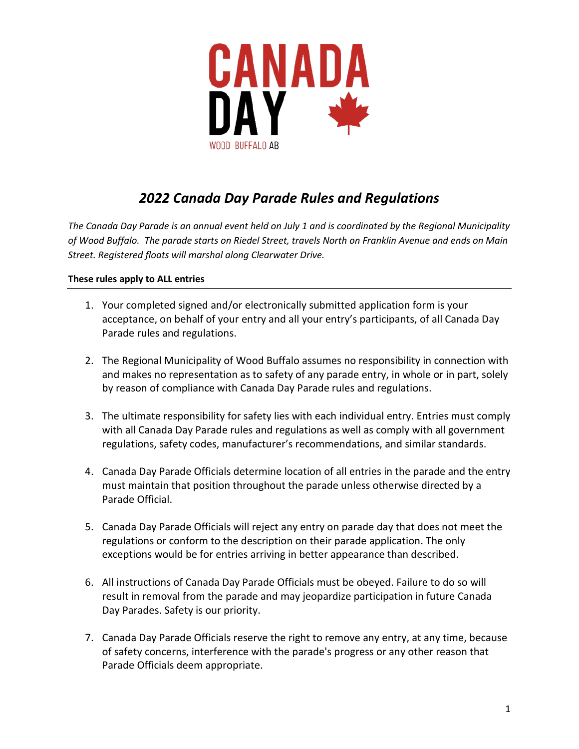CANADA DAY

WOOD BUFFALO AB

# *2022 Canada Day Parade Rules and Regulations*

*The Canada Day Parade is an annual event held on July 1 and is coordinated by the Regional Municipality of Wood Buffalo. The parade starts on Riedel Street, travels North on Franklin Avenue and ends on Main Street. Registered floats will marshal along Clearwater Drive.*

**These rules apply to ALL entries**

1. Your completed signed and/or electronically submitted application form is your acceptance, on behalf of your entry and all your entry's participants, of all Canada Day Parade rules and regulations.

2. The Regional Municipality of Wood Buffalo assumes no responsibility in connection with and makes no representation as to safety of any parade entry, in whole or in part, solely by reason of compliance with Canada Day Parade rules and regulations.

3. The ultimate responsibility for safety lies with each individual entry. Entries must comply with all Canada Day Parade rules and regulations as well as comply with all government regulations, safety codes, manufacturer's recommendations, and similar standards.

4. Canada Day Parade Officials determine location of all entries in the parade and the entry must maintain that position throughout the parade unless otherwise directed by a Parade Official.

5. Canada Day Parade Officials will reject any entry on parade day that does not meet the regulations or conform to the description on their parade application. The only exceptions would be for entries arriving in better appearance than described.

6. All instructions of Canada Day Parade Officials must be obeyed. Failure to do so will result in removal from the parade and may jeopardize participation in future Canada Day Parades. Safety is our priority.

7. Canada Day Parade Officials reserve the right to remove any entry, at any time, because of safety concerns, interference with the parade's progress or any other reason that Parade Officials deem appropriate.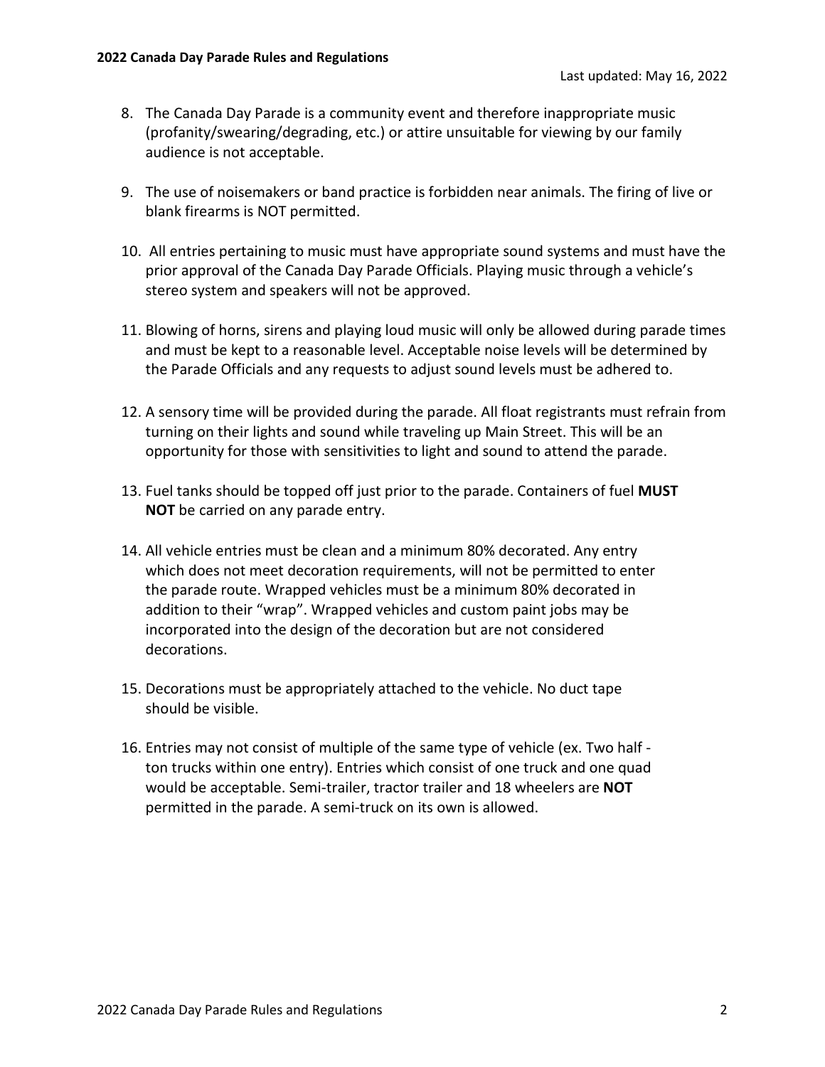8. The Canada Day Parade is a community event and therefore inappropriate music (profanity/swearing/degrading, etc.) or attire unsuitable for viewing by our family audience is not acceptable.

9. The use of noisemakers or band practice is forbidden near animals. The firing of live or blank firearms is NOT permitted.

10. All entries pertaining to music must have appropriate sound systems and must have the prior approval of the Canada Day Parade Officials. Playing music through a vehicle's stereo system and speakers will not be approved.

11. Blowing of horns, sirens and playing loud music will only be allowed during parade times and must be kept to a reasonable level. Acceptable noise levels will be determined by the Parade Officials and any requests to adjust sound levels must be adhered to.

12. A sensory time will be provided during the parade. All float registrants must refrain from turning on their lights and sound while traveling up Main Street. This will be an opportunity for those with sensitivities to light and sound to attend the parade.

13. Fuel tanks should be topped off just prior to the parade. Containers of fuel **MUST NOT** be carried on any parade entry.

14. All vehicle entries must be clean and a minimum 80% decorated. Any entry which does not meet decoration requirements, will not be permitted to enter the parade route. Wrapped vehicles must be a minimum 80% decorated in addition to their "wrap". Wrapped vehicles and custom paint jobs may be incorporated into the design of the decoration but are not considered decorations.

15. Decorations must be appropriately attached to the vehicle. No duct tape should be visible.

16. Entries may not consist of multiple of the same type of vehicle (ex. Two half - ton trucks within one entry). Entries which consist of one truck and one quad would be acceptable. Semi-trailer, tractor trailer and 18 wheelers are **NOT** permitted in the parade. A semi-truck on its own is allowed.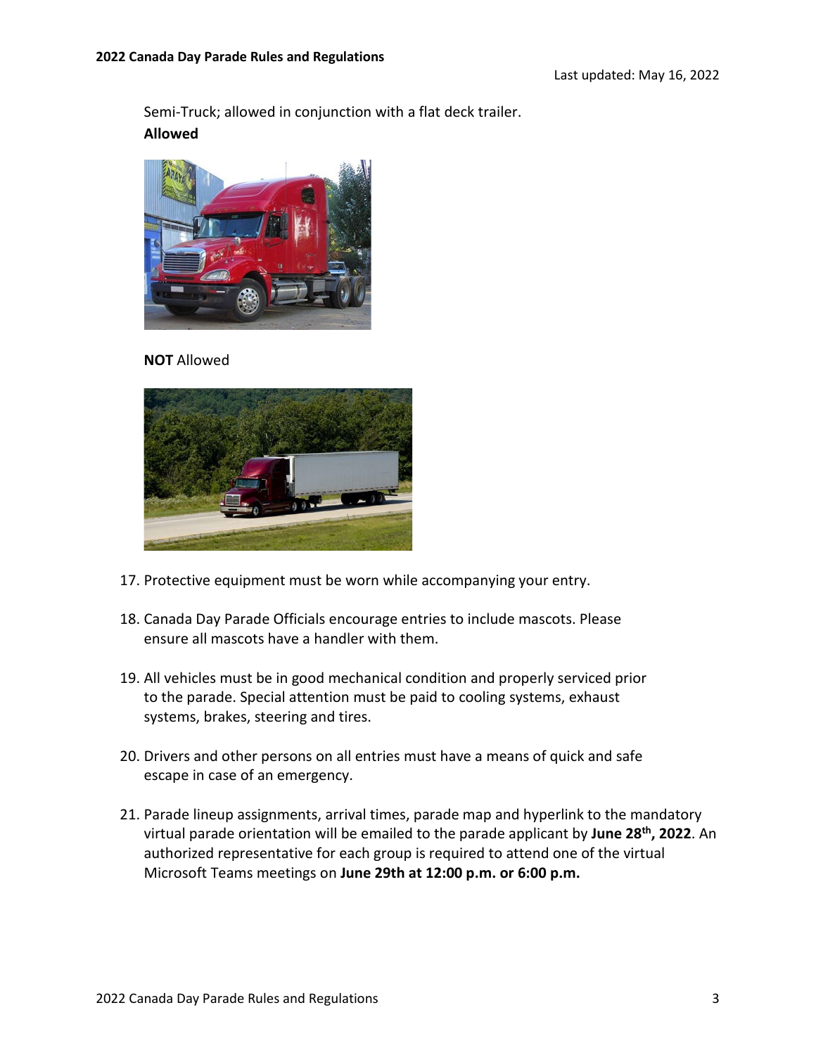Semi-Truck; allowed in conjunction with a flat deck trailer.

**Allowed**

**NOT** Allowed

17. Protective equipment must be worn while accompanying your entry.

18. Canada Day Parade Officials encourage entries to include mascots. Please ensure all mascots have a handler with them.

19. All vehicles must be in good mechanical condition and properly serviced prior to the parade. Special attention must be paid to cooling systems, exhaust systems, brakes, steering and tires.

20. Drivers and other persons on all entries must have a means of quick and safe escape in case of an emergency.

21. Parade lineup assignments, arrival times, parade map and hyperlink to the mandatory virtual parade orientation will be emailed to the parade applicant by **June 28th, 2022**. An authorized representative for each group is required to attend one of the virtual Microsoft Teams meetings on **June 29th at 12:00 p.m. or 6:00 p.m.**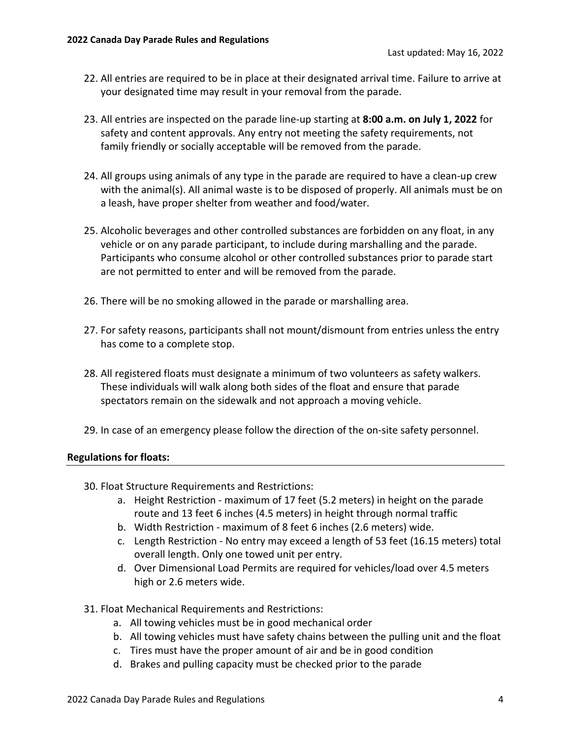22. All entries are required to be in place at their designated arrival time. Failure to arrive at your designated time may result in your removal from the parade.

23. All entries are inspected on the parade line-up starting at **8:00 a.m. on July 1, 2022** for safety and content approvals. Any entry not meeting the safety requirements, not family friendly or socially acceptable will be removed from the parade.

24. All groups using animals of any type in the parade are required to have a clean-up crew with the animal(s). All animal waste is to be disposed of properly. All animals must be on a leash, have proper shelter from weather and food/water.

25. Alcoholic beverages and other controlled substances are forbidden on any float, in any vehicle or on any parade participant, to include during marshalling and the parade. Participants who consume alcohol or other controlled substances prior to parade start are not permitted to enter and will be removed from the parade.

26. There will be no smoking allowed in the parade or marshalling area.

27. For safety reasons, participants shall not mount/dismount from entries unless the entry has come to a complete stop.

28. All registered floats must designate a minimum of two volunteers as safety walkers. These individuals will walk along both sides of the float and ensure that parade spectators remain on the sidewalk and not approach a moving vehicle.

29. In case of an emergency please follow the direction of the on-site safety personnel.

## Regulations for floats:

30. Float Structure Requirements and Restrictions:
    a. Height Restriction - maximum of 17 feet (5.2 meters) in height on the parade route and 13 feet 6 inches (4.5 meters) in height through normal traffic
    b. Width Restriction - maximum of 8 feet 6 inches (2.6 meters) wide.
    c. Length Restriction - No entry may exceed a length of 53 feet (16.15 meters) total overall length. Only one towed unit per entry.
    d. Over Dimensional Load Permits are required for vehicles/load over 4.5 meters high or 2.6 meters wide.

31. Float Mechanical Requirements and Restrictions:
    a. All towing vehicles must be in good mechanical order
    b. All towing vehicles must have safety chains between the pulling unit and the float
    c. Tires must have the proper amount of air and be in good condition
    d. Brakes and pulling capacity must be checked prior to the parade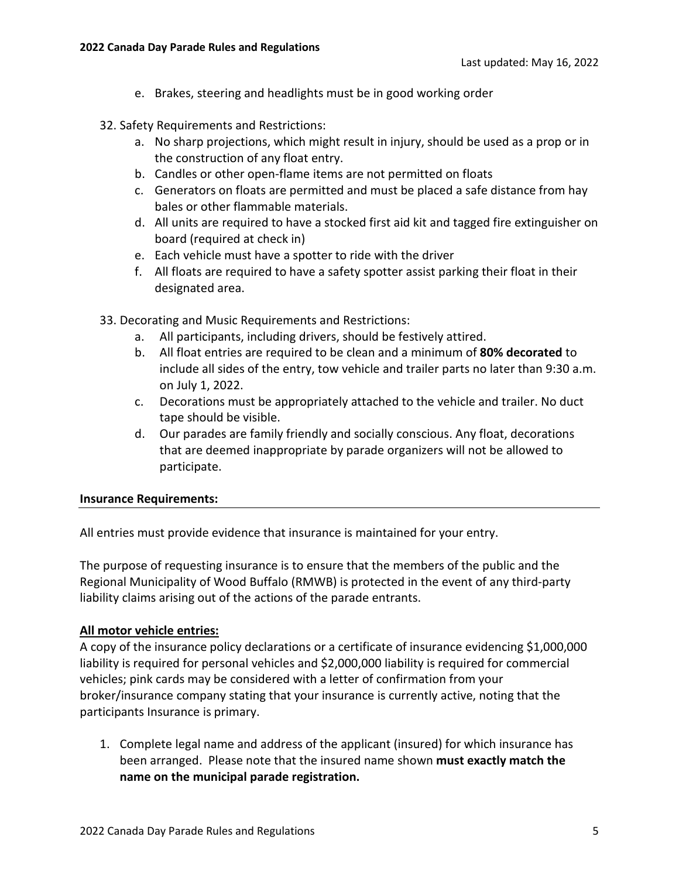e. Brakes, steering and headlights must be in good working order

32. Safety Requirements and Restrictions:
    a. No sharp projections, which might result in injury, should be used as a prop or in the construction of any float entry.
    b. Candles or other open-flame items are not permitted on floats
    c. Generators on floats are permitted and must be placed a safe distance from hay bales or other flammable materials.
    d. All units are required to have a stocked first aid kit and tagged fire extinguisher on board (required at check in)
    e. Each vehicle must have a spotter to ride with the driver
    f. All floats are required to have a safety spotter assist parking their float in their designated area.

33. Decorating and Music Requirements and Restrictions:
    a. All participants, including drivers, should be festively attired.
    b. All float entries are required to be clean and a minimum of **80% decorated** to include all sides of the entry, tow vehicle and trailer parts no later than 9:30 a.m. on July 1, 2022.
    c. Decorations must be appropriately attached to the vehicle and trailer. No duct tape should be visible.
    d. Our parades are family friendly and socially conscious. Any float, decorations that are deemed inappropriate by parade organizers will not be allowed to participate.

## Insurance Requirements:

All entries must provide evidence that insurance is maintained for your entry.

The purpose of requesting insurance is to ensure that the members of the public and the Regional Municipality of Wood Buffalo (RMWB) is protected in the event of any third-party liability claims arising out of the actions of the parade entrants.

### All motor vehicle entries:

A copy of the insurance policy declarations or a certificate of insurance evidencing $1,000,000 liability is required for personal vehicles and $2,000,000 liability is required for commercial vehicles; pink cards may be considered with a letter of confirmation from your broker/insurance company stating that your insurance is currently active, noting that the participants Insurance is primary.

1. Complete legal name and address of the applicant (insured) for which insurance has been arranged. Please note that the insured name shown **must exactly match the name on the municipal parade registration.**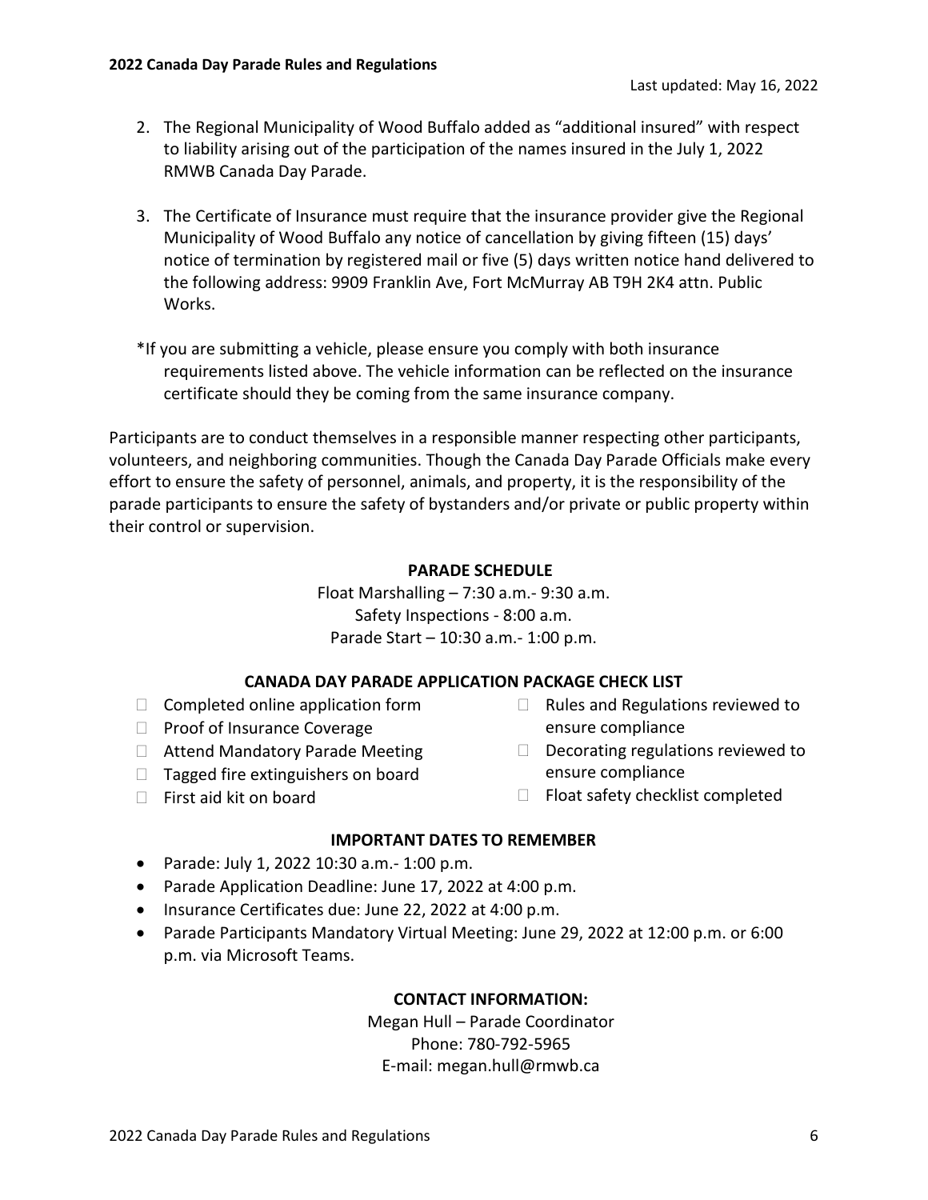Last updated: May 16, 2022

2. The Regional Municipality of Wood Buffalo added as "additional insured" with respect to liability arising out of the participation of the names insured in the July 1, 2022 RMWB Canada Day Parade.

3. The Certificate of Insurance must require that the insurance provider give the Regional Municipality of Wood Buffalo any notice of cancellation by giving fifteen (15) days' notice of termination by registered mail or five (5) days written notice hand delivered to the following address: 9909 Franklin Ave, Fort McMurray AB T9H 2K4 attn. Public Works.

*If you are submitting a vehicle, please ensure you comply with both insurance requirements listed above. The vehicle information can be reflected on the insurance certificate should they be coming from the same insurance company.

Participants are to conduct themselves in a responsible manner respecting other participants, volunteers, and neighboring communities. Though the Canada Day Parade Officials make every effort to ensure the safety of personnel, animals, and property, it is the responsibility of the parade participants to ensure the safety of bystanders and/or private or public property within their control or supervision.

**PARADE SCHEDULE**

Float Marshalling – 7:30 a.m.- 9:30 a.m.
Safety Inspections - 8:00 a.m.
Parade Start – 10:30 a.m.- 1:00 p.m.

**CANADA DAY PARADE APPLICATION PACKAGE CHECK LIST**

- ☐ Completed online application form
- ☐ Proof of Insurance Coverage
- ☐ Attend Mandatory Parade Meeting
- ☐ Tagged fire extinguishers on board
- ☐ First aid kit on board
- ☐ Rules and Regulations reviewed to ensure compliance
- ☐ Decorating regulations reviewed to ensure compliance
- ☐ Float safety checklist completed

**IMPORTANT DATES TO REMEMBER**

- Parade: July 1, 2022 10:30 a.m.- 1:00 p.m.
- Parade Application Deadline: June 17, 2022 at 4:00 p.m.
- Insurance Certificates due: June 22, 2022 at 4:00 p.m.
- Parade Participants Mandatory Virtual Meeting: June 29, 2022 at 12:00 p.m. or 6:00 p.m. via Microsoft Teams.

**CONTACT INFORMATION:**

Megan Hull – Parade Coordinator
Phone: 780-792-5965
E-mail: megan.hull@rmwb.ca